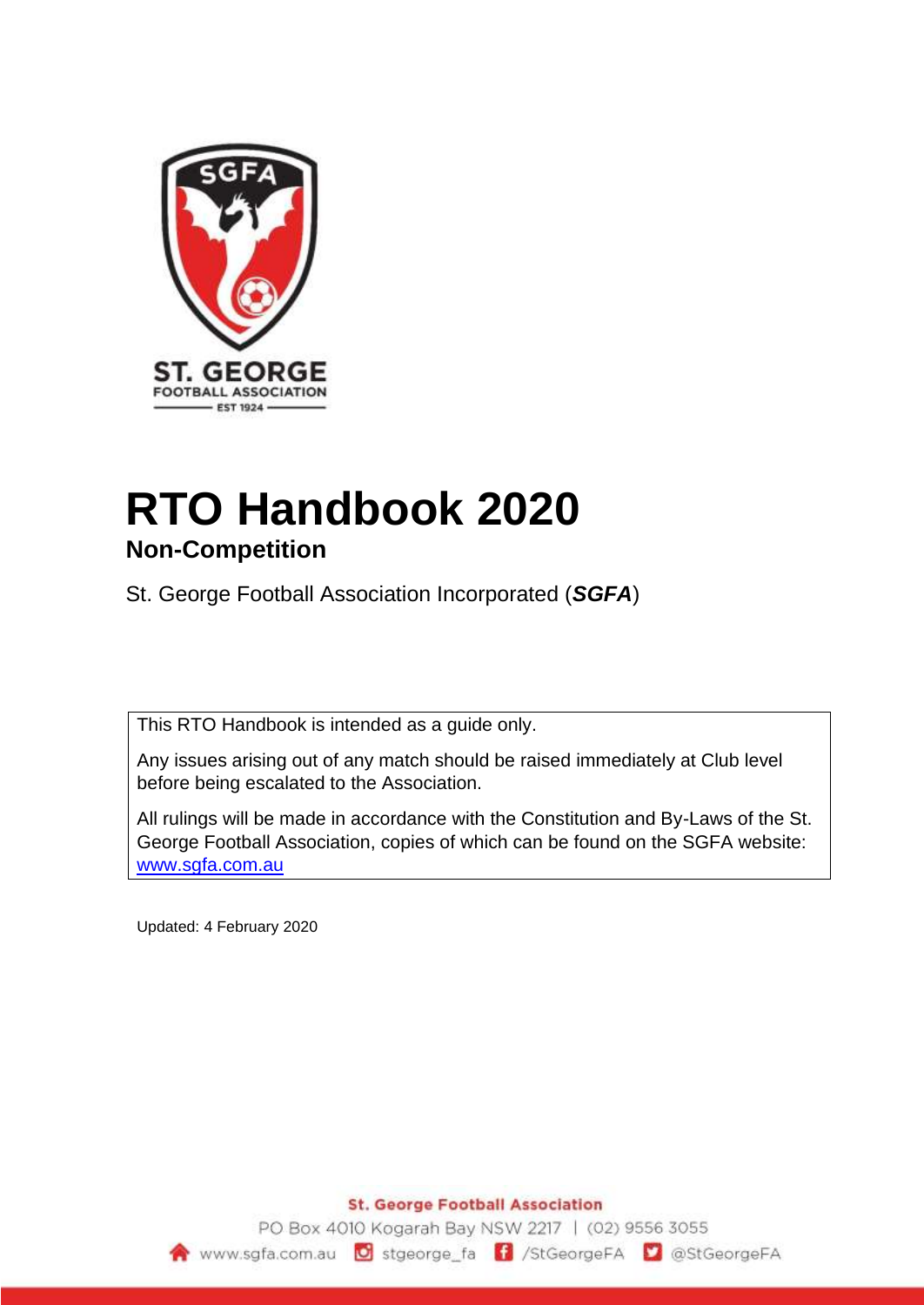# RTO Handbook 2020

## Non-Competition

St. George Football Association Incorporated (***SGFA***)

This RTO Handbook is intended as a guide only.

Any issues arising out of any match should be raised immediately at Club level before being escalated to the Association.

All rulings will be made in accordance with the Constitution and By-Laws of the St. George Football Association, copies of which can be found on the SGFA website: www.sgfa.com.au

Updated: 4 February 2020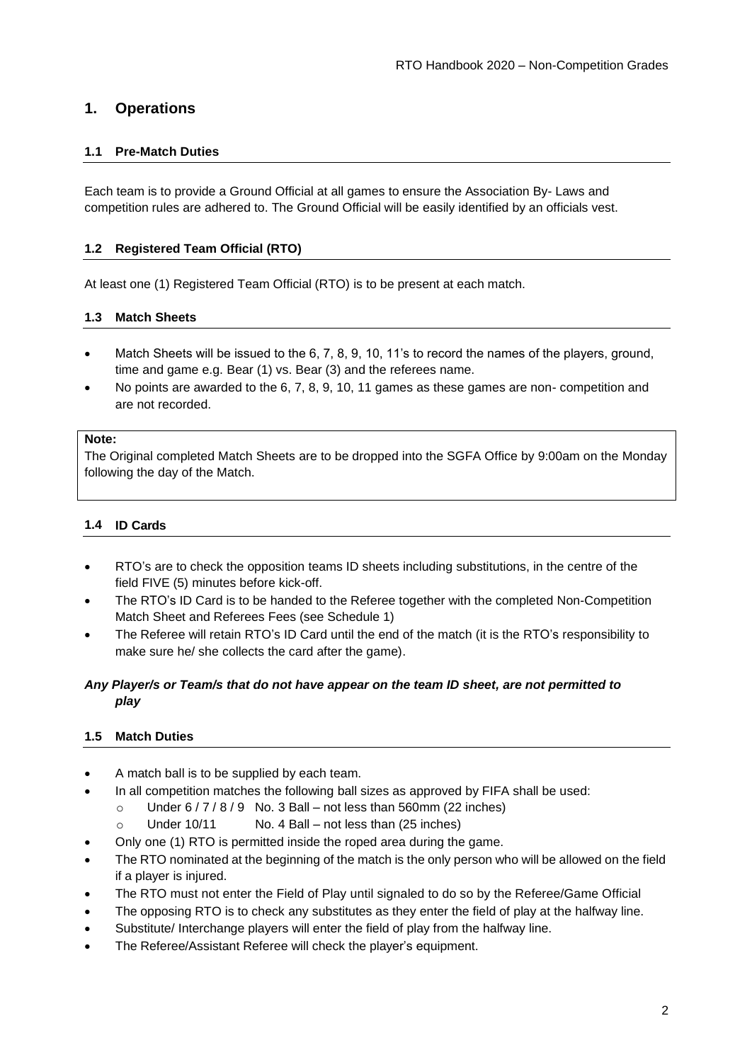# 1. Operations

### 1.1 Pre-Match Duties

Each team is to provide a Ground Official at all games to ensure the Association By- Laws and competition rules are adhered to. The Ground Official will be easily identified by an officials vest.

### 1.2 Registered Team Official (RTO)

At least one (1) Registered Team Official (RTO) is to be present at each match.

### 1.3 Match Sheets

- Match Sheets will be issued to the 6, 7, 8, 9, 10, 11's to record the names of the players, ground, time and game e.g. Bear (1) vs. Bear (3) and the referees name.
- No points are awarded to the 6, 7, 8, 9, 10, 11 games as these games are non- competition and are not recorded.

**Note:**
The Original completed Match Sheets are to be dropped into the SGFA Office by 9:00am on the Monday following the day of the Match.

### 1.4 ID Cards

- RTO's are to check the opposition teams ID sheets including substitutions, in the centre of the field FIVE (5) minutes before kick-off.
- The RTO's ID Card is to be handed to the Referee together with the completed Non-Competition Match Sheet and Referees Fees (see Schedule 1)
- The Referee will retain RTO's ID Card until the end of the match (it is the RTO's responsibility to make sure he/ she collects the card after the game).

***Any Player/s or Team/s that do not have appear on the team ID sheet, are not permitted to play***

### 1.5 Match Duties

- A match ball is to be supplied by each team.
- In all competition matches the following ball sizes as approved by FIFA shall be used:
  - Under 6 / 7 / 8 / 9 No. 3 Ball – not less than 560mm (22 inches)
  - Under 10/11 No. 4 Ball – not less than (25 inches)
- Only one (1) RTO is permitted inside the roped area during the game.
- The RTO nominated at the beginning of the match is the only person who will be allowed on the field if a player is injured.
- The RTO must not enter the Field of Play until signaled to do so by the Referee/Game Official
- The opposing RTO is to check any substitutes as they enter the field of play at the halfway line.
- Substitute/ Interchange players will enter the field of play from the halfway line.
- The Referee/Assistant Referee will check the player's equipment.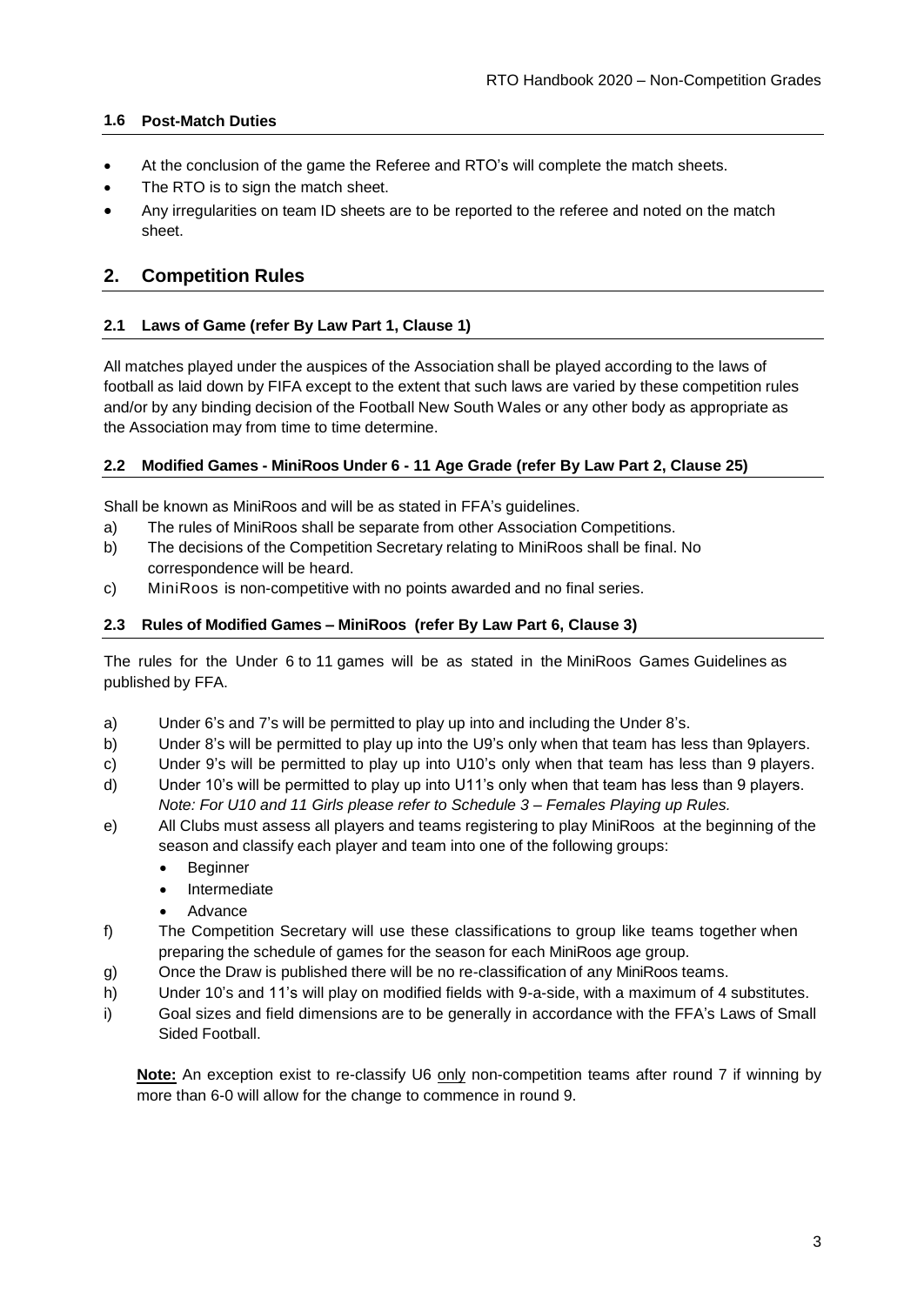### 1.6 Post-Match Duties

- At the conclusion of the game the Referee and RTO's will complete the match sheets.
- The RTO is to sign the match sheet.
- Any irregularities on team ID sheets are to be reported to the referee and noted on the match sheet.

## 2. Competition Rules

### 2.1 Laws of Game (refer By Law Part 1, Clause 1)

All matches played under the auspices of the Association shall be played according to the laws of football as laid down by FIFA except to the extent that such laws are varied by these competition rules and/or by any binding decision of the Football New South Wales or any other body as appropriate as the Association may from time to time determine.

### 2.2 Modified Games - MiniRoos Under 6 - 11 Age Grade (refer By Law Part 2, Clause 25)

Shall be known as MiniRoos and will be as stated in FFA's guidelines.

a) The rules of MiniRoos shall be separate from other Association Competitions.
b) The decisions of the Competition Secretary relating to MiniRoos shall be final. No correspondence will be heard.
c) MiniRoos is non-competitive with no points awarded and no final series.

### 2.3 Rules of Modified Games – MiniRoos (refer By Law Part 6, Clause 3)

The rules for the Under 6 to 11 games will be as stated in the MiniRoos Games Guidelines as published by FFA.

a) Under 6's and 7's will be permitted to play up into and including the Under 8's.
b) Under 8's will be permitted to play up into the U9's only when that team has less than 9players.
c) Under 9's will be permitted to play up into U10's only when that team has less than 9 players.
d) Under 10's will be permitted to play up into U11's only when that team has less than 9 players.
*Note: For U10 and 11 Girls please refer to Schedule 3 – Females Playing up Rules.*
e) All Clubs must assess all players and teams registering to play MiniRoos at the beginning of the season and classify each player and team into one of the following groups:
   - Beginner
   - Intermediate
   - Advance
f) The Competition Secretary will use these classifications to group like teams together when preparing the schedule of games for the season for each MiniRoos age group.
g) Once the Draw is published there will be no re-classification of any MiniRoos teams.
h) Under 10's and 11's will play on modified fields with 9-a-side, with a maximum of 4 substitutes.
i) Goal sizes and field dimensions are to be generally in accordance with the FFA's Laws of Small Sided Football.

**Note:** An exception exist to re-classify U6 only non-competition teams after round 7 if winning by more than 6-0 will allow for the change to commence in round 9.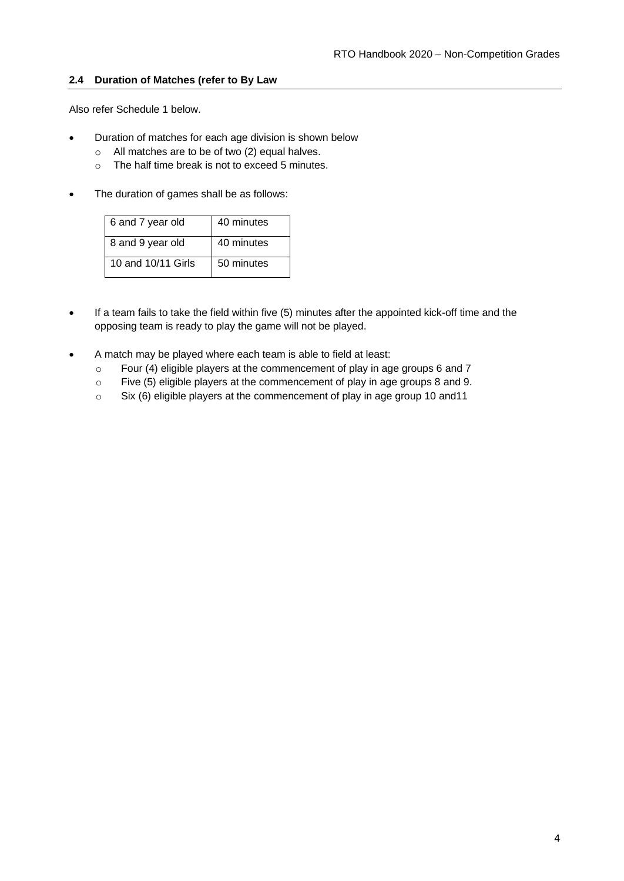## 2.4 Duration of Matches (refer to By Law

Also refer Schedule 1 below.

- Duration of matches for each age division is shown below
  - All matches are to be of two (2) equal halves.
  - The half time break is not to exceed 5 minutes.

- The duration of games shall be as follows:

| | |
|---|---|
| 6 and 7 year old | 40 minutes |
| 8 and 9 year old | 40 minutes |
| 10 and 10/11 Girls | 50 minutes |

- If a team fails to take the field within five (5) minutes after the appointed kick-off time and the opposing team is ready to play the game will not be played.

- A match may be played where each team is able to field at least:
  - Four (4) eligible players at the commencement of play in age groups 6 and 7
  - Five (5) eligible players at the commencement of play in age groups 8 and 9.
  - Six (6) eligible players at the commencement of play in age group 10 and11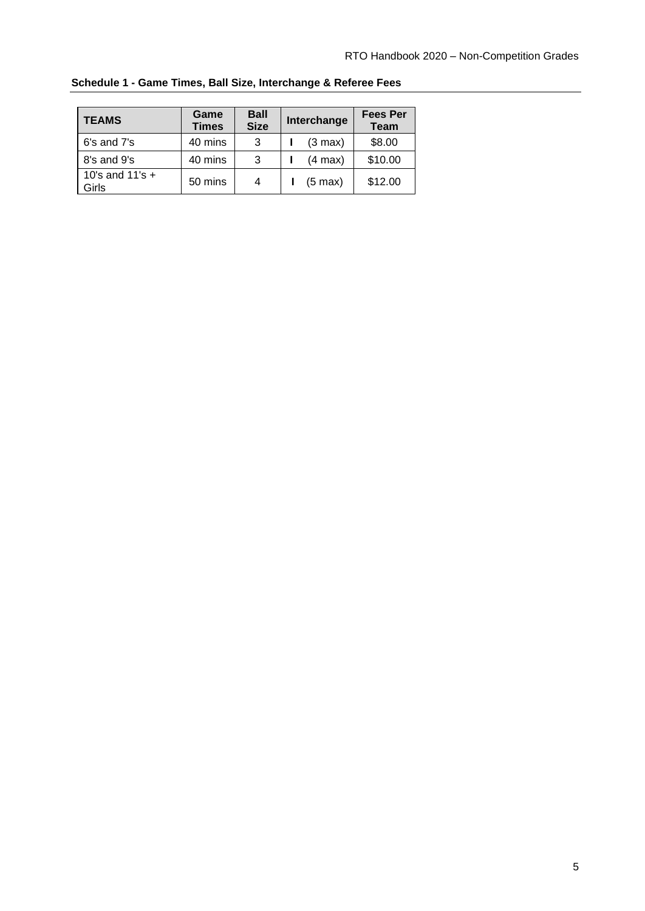**Schedule 1 - Game Times, Ball Size, Interchange & Referee Fees**

| TEAMS | Game Times | Ball Size | Interchange | Fees Per Team |
|---|---|---|---|---|
| 6's and 7's | 40 mins | 3 | I (3 max) | $8.00 |
| 8's and 9's | 40 mins | 3 | I (4 max) | $10.00 |
| 10's and 11's + Girls | 50 mins | 4 | I (5 max) | $12.00 |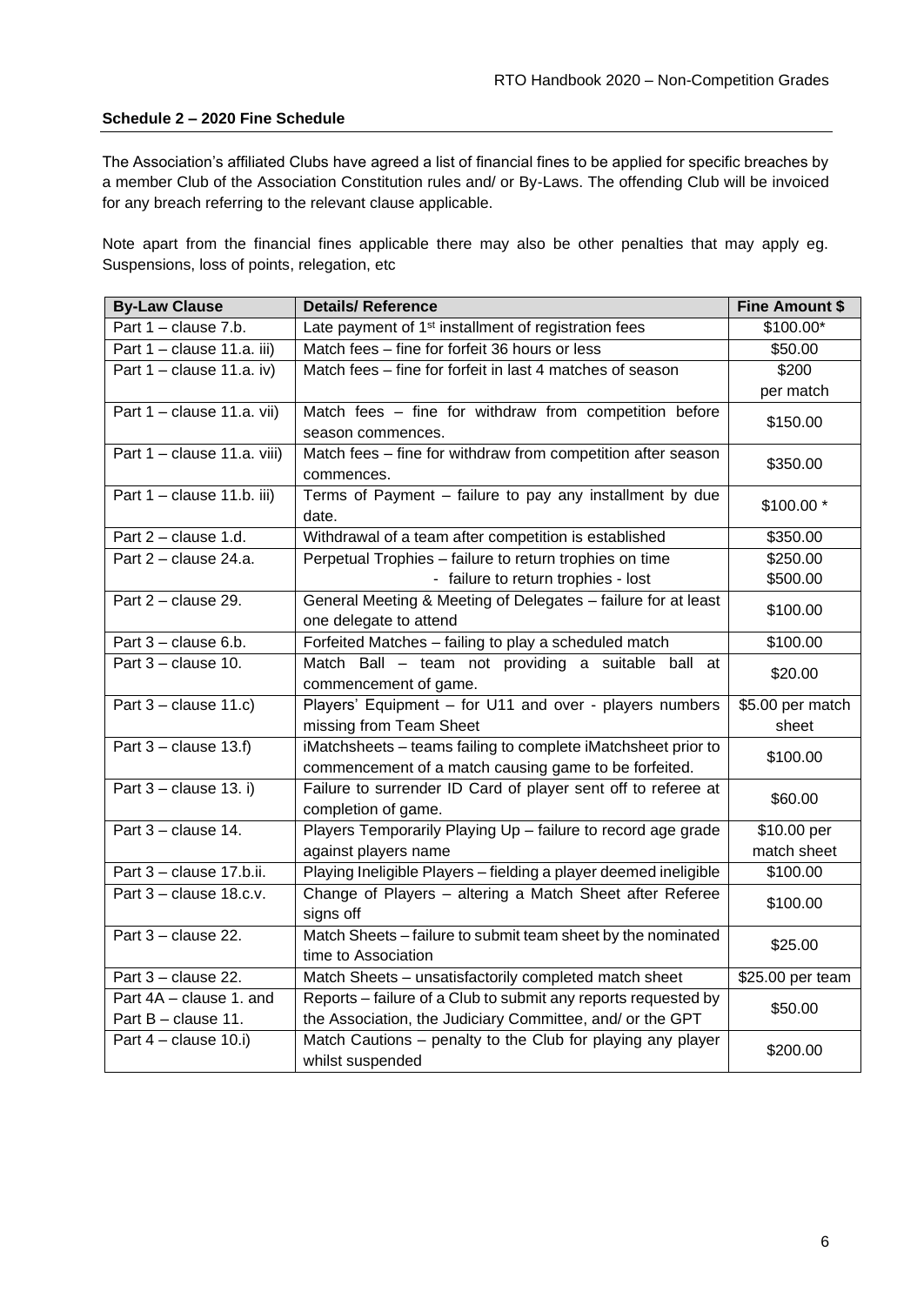**Schedule 2 – 2020 Fine Schedule**

The Association's affiliated Clubs have agreed a list of financial fines to be applied for specific breaches by a member Club of the Association Constitution rules and/ or By-Laws. The offending Club will be invoiced for any breach referring to the relevant clause applicable.

Note apart from the financial fines applicable there may also be other penalties that may apply eg. Suspensions, loss of points, relegation, etc

| By-Law Clause | Details/ Reference | Fine Amount $ |
|---|---|---|
| Part 1 – clause 7.b. | Late payment of 1st installment of registration fees | $100.00* |
| Part 1 – clause 11.a. iii) | Match fees – fine for forfeit 36 hours or less | $50.00 |
| Part 1 – clause 11.a. iv) | Match fees – fine for forfeit in last 4 matches of season | $200 per match |
| Part 1 – clause 11.a. vii) | Match fees – fine for withdraw from competition before season commences. | $150.00 |
| Part 1 – clause 11.a. viii) | Match fees – fine for withdraw from competition after season commences. | $350.00 |
| Part 1 – clause 11.b. iii) | Terms of Payment – failure to pay any installment by due date. | $100.00 * |
| Part 2 – clause 1.d. | Withdrawal of a team after competition is established | $350.00 |
| Part 2 – clause 24.a. | Perpetual Trophies – failure to return trophies on time<br>- failure to return trophies - lost | $250.00<br>$500.00 |
| Part 2 – clause 29. | General Meeting & Meeting of Delegates – failure for at least one delegate to attend | $100.00 |
| Part 3 – clause 6.b. | Forfeited Matches – failing to play a scheduled match | $100.00 |
| Part 3 – clause 10. | Match Ball – team not providing a suitable ball at commencement of game. | $20.00 |
| Part 3 – clause 11.c) | Players' Equipment – for U11 and over - players numbers missing from Team Sheet | $5.00 per match sheet |
| Part 3 – clause 13.f) | iMatchsheets – teams failing to complete iMatchsheet prior to commencement of a match causing game to be forfeited. | $100.00 |
| Part 3 – clause 13. i) | Failure to surrender ID Card of player sent off to referee at completion of game. | $60.00 |
| Part 3 – clause 14. | Players Temporarily Playing Up – failure to record age grade against players name | $10.00 per match sheet |
| Part 3 – clause 17.b.ii. | Playing Ineligible Players – fielding a player deemed ineligible | $100.00 |
| Part 3 – clause 18.c.v. | Change of Players – altering a Match Sheet after Referee signs off | $100.00 |
| Part 3 – clause 22. | Match Sheets – failure to submit team sheet by the nominated time to Association | $25.00 |
| Part 3 – clause 22. | Match Sheets – unsatisfactorily completed match sheet | $25.00 per team |
| Part 4A – clause 1. and Part B – clause 11. | Reports – failure of a Club to submit any reports requested by the Association, the Judiciary Committee, and/ or the GPT | $50.00 |
| Part 4 – clause 10.i) | Match Cautions – penalty to the Club for playing any player whilst suspended | $200.00 |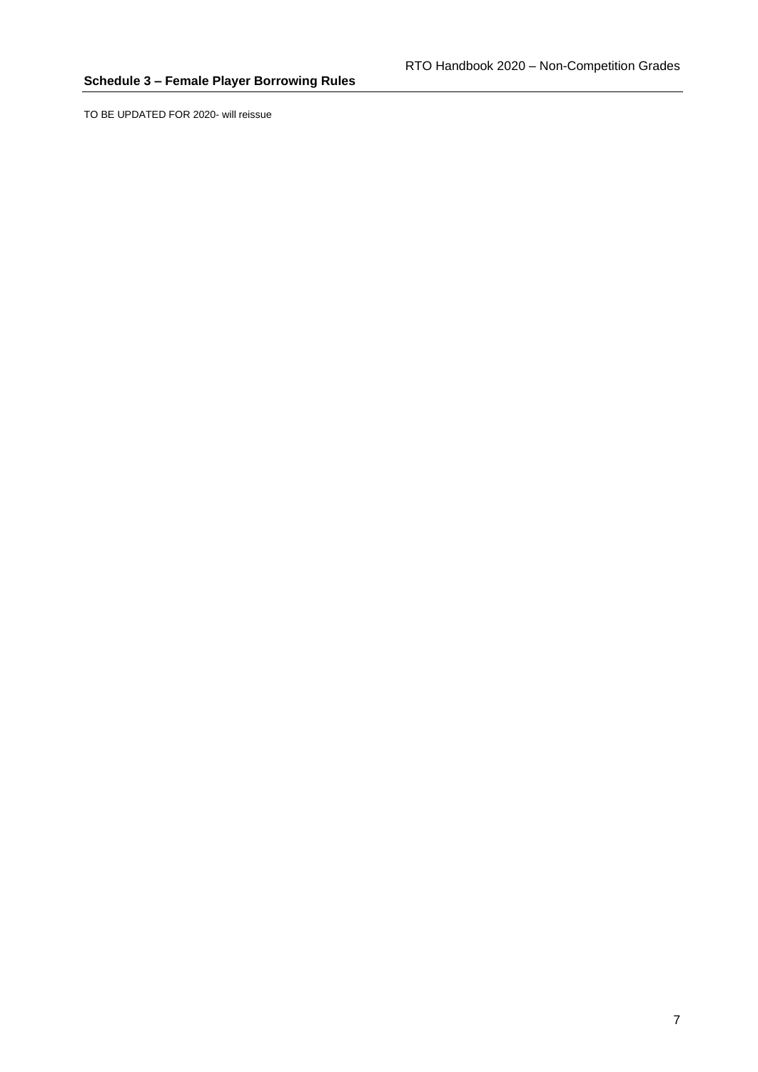**Schedule 3 – Female Player Borrowing Rules**

TO BE UPDATED FOR 2020- will reissue